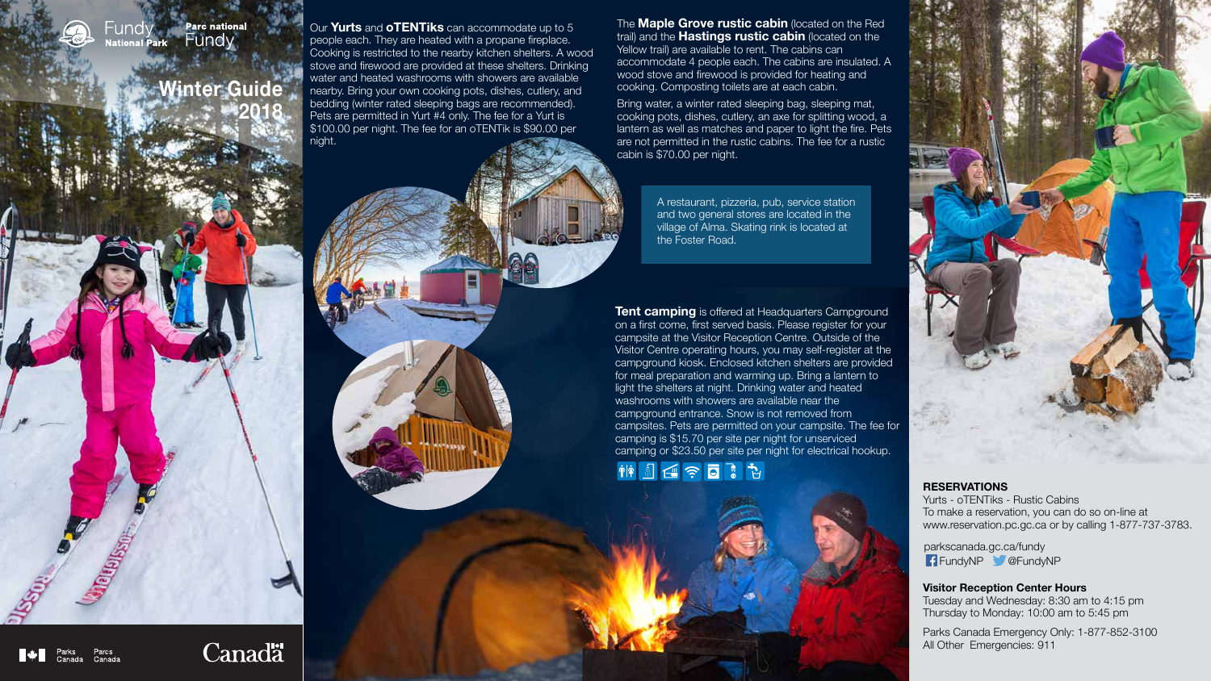Fundy National Park

Parc national Fundy

# Winter Guide 2018

Our **Yurts** and **oTENTiks** can accommodate up to 5 people each. They are heated with a propane fireplace. Cooking is restricted to the nearby kitchen shelters. A wood stove and firewood are provided at these shelters. Drinking water and heated washrooms with showers are available nearby. Bring your own cooking pots, dishes, cutlery, and bedding (winter rated sleeping bags are recommended). Pets are permitted in Yurt #4 only. The fee for a Yurt is $100.00 per night. The fee for an oTENTik is $90.00 per night.

The **Maple Grove rustic cabin** (located on the Red trail) and the **Hastings rustic cabin** (located on the Yellow trail) are available to rent. The cabins can accommodate 4 people each. The cabins are insulated. A wood stove and firewood is provided for heating and cooking. Composting toilets are at each cabin.

Bring water, a winter rated sleeping bag, sleeping mat, cooking pots, dishes, cutlery, an axe for splitting wood, a lantern as well as matches and paper to light the fire. Pets are not permitted in the rustic cabins. The fee for a rustic cabin is $70.00 per night.

A restaurant, pizzeria, pub, service station and two general stores are located in the village of Alma. Skating rink is located at the Foster Road.

**Tent camping** is offered at Headquarters Campground on a first come, first served basis. Please register for your campsite at the Visitor Reception Centre. Outside of the Visitor Centre operating hours, you may self-register at the campground kiosk. Enclosed kitchen shelters are provided for meal preparation and warming up. Bring a lantern to light the shelters at night. Drinking water and heated washrooms with showers are available near the campground entrance. Snow is not removed from campsites. Pets are permitted on your campsite. The fee for camping is $15.70 per site per night for unserviced camping or $23.50 per site per night for electrical hookup.

**RESERVATIONS**

Yurts - oTENTiks - Rustic Cabins

To make a reservation, you can do so on-line at www.reservation.pc.gc.ca or by calling 1-877-737-3783.

parkscanada.gc.ca/fundy

FundyNP @FundyNP

**Visitor Reception Center Hours**

Tuesday and Wednesday: 8:30 am to 4:15 pm

Thursday to Monday: 10:00 am to 5:45 pm

Parks Canada Emergency Only: 1-877-852-3100

All Other Emergencies: 911

Parks Canada Parcs Canada

Canada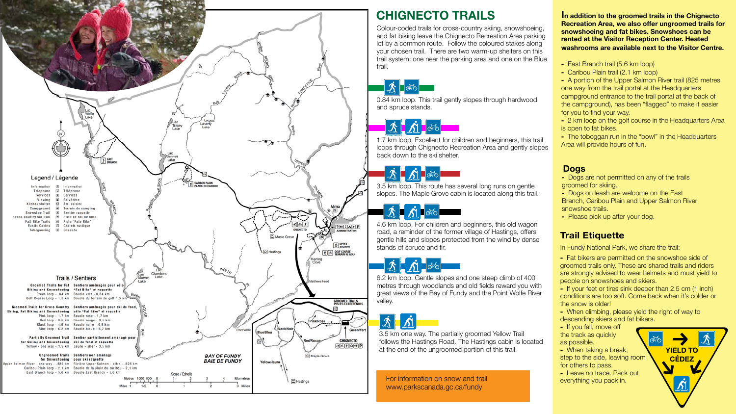## Legend / Légende

| | |
|---|---|
| Information | Information |
| Telephone | Téléphone |
| Services | Services |
| Viewing | Belvédère |
| Kitchen shelter | Abri cuisine |
| Campground | Terrain de camping |
| Snowshoe Trail | Sentier raquette |
| Cross-country ski trail | Piste de ski de fond |
| Fat Bike Trails | Piste "Fate Bike" |
| Rustic Cabins | Chalets rustique |
| Tobogganing | Glissade |

## Trails / Sentiers

**Groomed Trails for Fat Biking and Snowshoeing** / **Sentiers aménagés pour vélo "Fat Bike" et raquette**
- Green loop - .84 km / Boucle vert - 0,84 km
- Golf Course Loop - 1.5 km / Boucle du terrain de golf 1,5 km

**Groomed Trails for Cross Country Skiing, Fat Biking and Snowshoeing** / **Sentiers aménagés pour ski de fond, vélo "Fat Bike" et raquette**
- Pink loop - 1.7 km / Boucle rose - 1,7 km
- Red loop - 3.5 km / Boucle rouge - 3,5 km
- Black loop - 4.6 km / Boucle noire - 4,6 km
- Blue loop - 6.2 km / Boucle bleue - 6,2 km

**Partially Groomed Trail for Skiing and Snowshoeing** / **Sentier partiellement aménagé pour ski de fond et raquette**
- Yellow - one way - 3.5 km / Jaune - aller - 3,5 km

**Ungroomed Trails for Snowshoeing** / **Sentiers non aménagé pour ski raquette**
- Upper Salmon River - one way - .825 km / Rivière Upper Salmon - aller - .825 km
- Caribou Plain loop - 2.1 km / Boucle de la plain du caribou - 2,1 km
- East Branch loop - 5.6 km / Boucle East Branch - 5,6 km

BAY OF FUNDY
BAIE DE FUNDY

Scale / Échelle
Metres 1000 500 0 1 2 3 4 Kilomètres
Miles 1 1/2 0 1 2 3 Milles

GROOMED TRAILS
PISTES ENTRETENUES

# CHIGNECTO TRAILS

Colour-coded trails for cross-country skiing, snowshoeing, and fat biking leave the Chignecto Recreation Area parking lot by a common route. Follow the coloured stakes along your chosen trail. There are two warm-up shelters on this trail system: one near the parking area and one on the Blue trail.

0.84 km loop. This trail gently slopes through hardwood and spruce stands.

1.7 km loop. Excellent for children and beginners, this trail loops through Chignecto Recreation Area and gently slopes back down to the ski shelter.

3.5 km loop. This route has several long runs on gentle slopes. The Maple Grove cabin is located along this trail.

4.6 km loop. For children and beginners, this old wagon road, a reminder of the former village of Hastings, offers gentle hills and slopes protected from the wind by dense stands of spruce and fir.

6.2 km loop. Gentle slopes and one steep climb of 400 metres through woodlands and old fields reward you with great views of the Bay of Fundy and the Point Wolfe River valley.

3.5 km one way. The partially groomed Yellow Trail follows the Hastings Road. The Hastings cabin is located at the end of the ungroomed portion of this trail.

For information on snow and trail
www.parkscanada.gc.ca/fundy

**In addition to the groomed trails in the Chignecto Recreation Area, we also offer ungroomed trails for snowshoeing and fat bikes. Snowshoes can be rented at the Visitor Reception Center. Heated washrooms are available next to the Visitor Centre.**

- East Branch trail (5.6 km loop)
- Caribou Plain trail (2.1 km loop)
- A portion of the Upper Salmon River trail (825 metres one way from the trail portal at the Headquarters campground entrance to the trail portal at the back of the campground), has been "flagged" to make it easier for you to find your way.
- 2 km loop on the golf course in the Headquarters Area is open to fat bikes.
- The toboggan run in the "bowl" in the Headquarters Area will provide hours of fun.

## Dogs

- Dogs are not permitted on any of the trails groomed for skiing.
- Dogs on leash are welcome on the East Branch, Caribou Plain and Upper Salmon River snowshoe trails.
- Please pick up after your dog.

## Trail Etiquette

In Fundy National Park, we share the trail:

- Fat bikers are permitted on the snowshoe side of groomed trails only. These are shared trails and riders are strongly advised to wear helmets and must yield to people on snowshoes and skiers.
- If your feet or tires sink deeper than 2.5 cm (1 inch) conditions are too soft. Come back when it's colder or the snow is older!
- When climbing, please yield the right of way to descending skiers and fat bikers.
- If you fall, move off the track as quickly as possible.
- When taking a break, step to the side, leaving room for others to pass.
- Leave no trace. Pack out everything you pack in.

YIELD TO
CÉDEZ